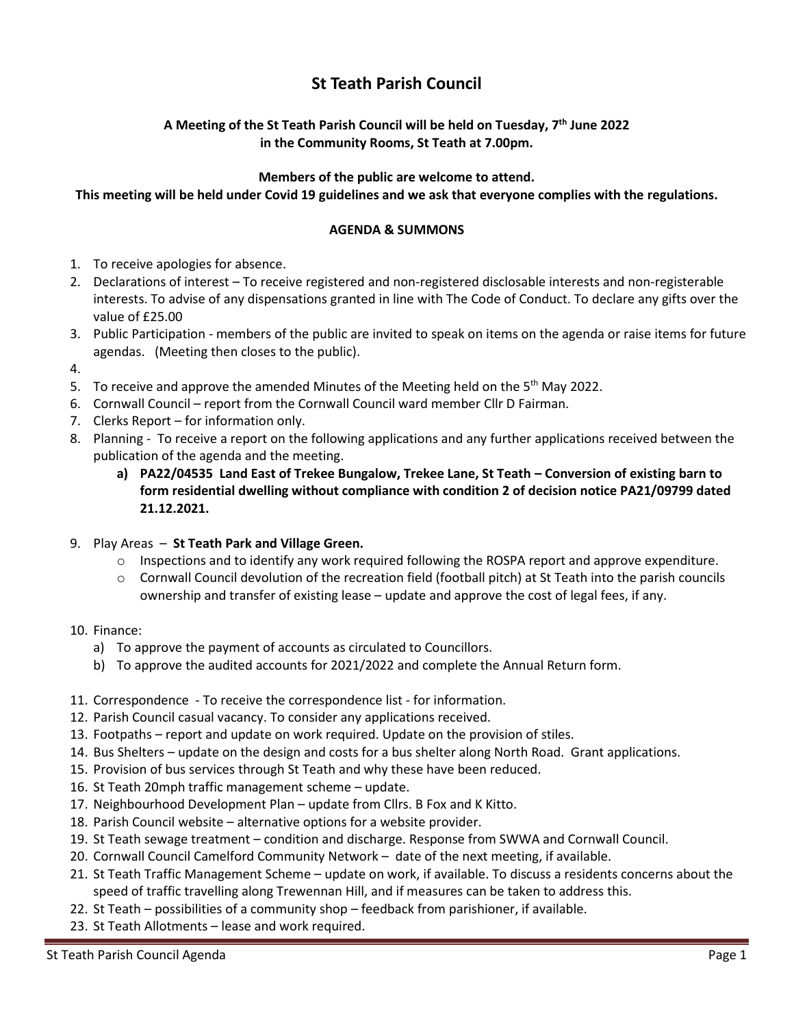# St Teath Parish Council

**A Meeting of the St Teath Parish Council will be held on Tuesday, 7th June 2022 in the Community Rooms, St Teath at 7.00pm.**

**Members of the public are welcome to attend.**
**This meeting will be held under Covid 19 guidelines and we ask that everyone complies with the regulations.**

**AGENDA & SUMMONS**

1. To receive apologies for absence.
2. Declarations of interest – To receive registered and non-registered disclosable interests and non-registerable interests. To advise of any dispensations granted in line with The Code of Conduct. To declare any gifts over the value of £25.00
3. Public Participation - members of the public are invited to speak on items on the agenda or raise items for future agendas. (Meeting then closes to the public).
4. 
5. To receive and approve the amended Minutes of the Meeting held on the 5th May 2022.
6. Cornwall Council – report from the Cornwall Council ward member Cllr D Fairman.
7. Clerks Report – for information only.
8. Planning - To receive a report on the following applications and any further applications received between the publication of the agenda and the meeting.
   a) **PA22/04535 Land East of Trekee Bungalow, Trekee Lane, St Teath – Conversion of existing barn to form residential dwelling without compliance with condition 2 of decision notice PA21/09799 dated 21.12.2021.**
9. Play Areas – **St Teath Park and Village Green.**
   - Inspections and to identify any work required following the ROSPA report and approve expenditure.
   - Cornwall Council devolution of the recreation field (football pitch) at St Teath into the parish councils ownership and transfer of existing lease – update and approve the cost of legal fees, if any.
10. Finance:
    a) To approve the payment of accounts as circulated to Councillors.
    b) To approve the audited accounts for 2021/2022 and complete the Annual Return form.
11. Correspondence - To receive the correspondence list - for information.
12. Parish Council casual vacancy. To consider any applications received.
13. Footpaths – report and update on work required. Update on the provision of stiles.
14. Bus Shelters – update on the design and costs for a bus shelter along North Road. Grant applications.
15. Provision of bus services through St Teath and why these have been reduced.
16. St Teath 20mph traffic management scheme – update.
17. Neighbourhood Development Plan – update from Cllrs. B Fox and K Kitto.
18. Parish Council website – alternative options for a website provider.
19. St Teath sewage treatment – condition and discharge. Response from SWWA and Cornwall Council.
20. Cornwall Council Camelford Community Network – date of the next meeting, if available.
21. St Teath Traffic Management Scheme – update on work, if available. To discuss a residents concerns about the speed of traffic travelling along Trewennan Hill, and if measures can be taken to address this.
22. St Teath – possibilities of a community shop – feedback from parishioner, if available.
23. St Teath Allotments – lease and work required.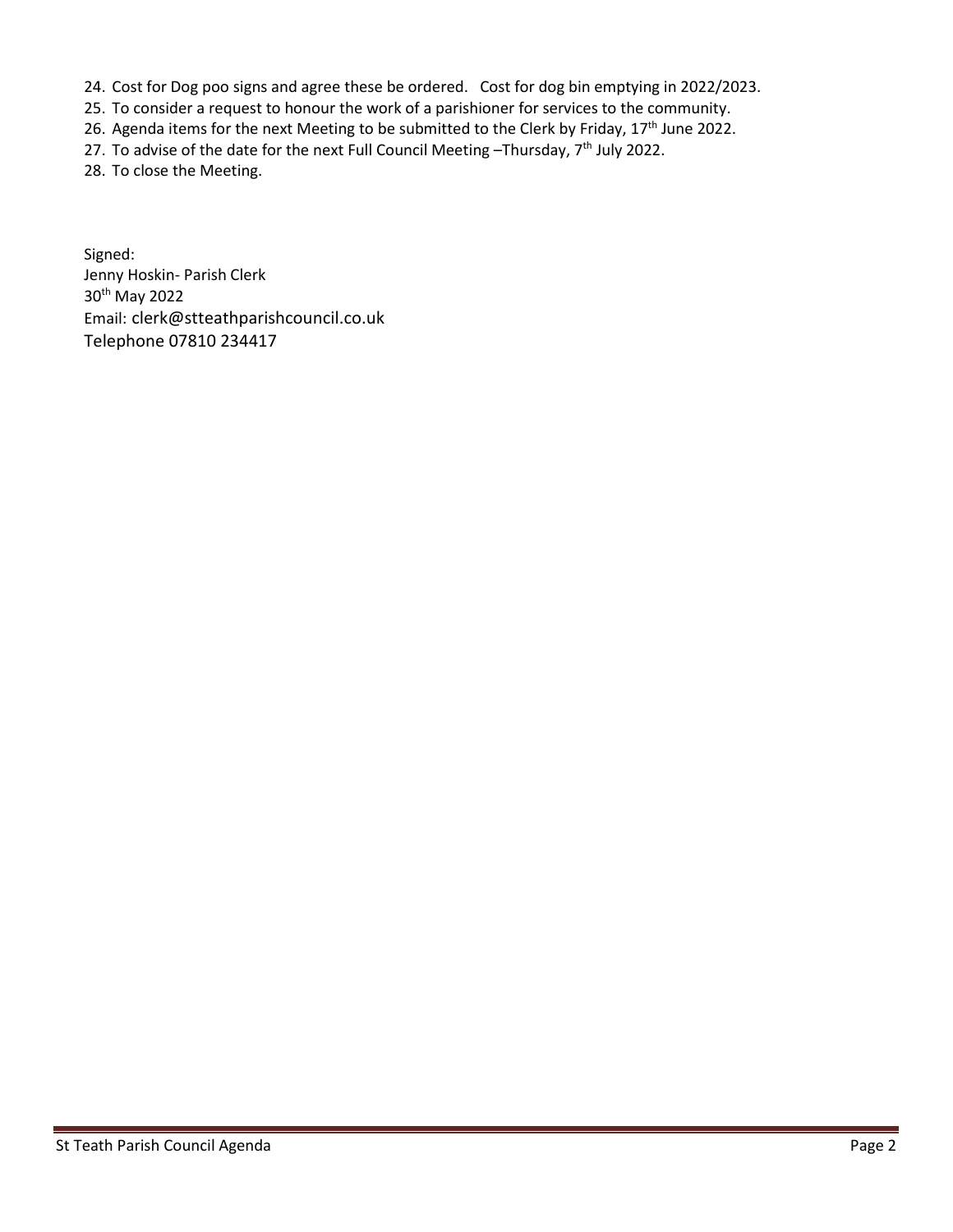24. Cost for Dog poo signs and agree these be ordered. Cost for dog bin emptying in 2022/2023.
25. To consider a request to honour the work of a parishioner for services to the community.
26. Agenda items for the next Meeting to be submitted to the Clerk by Friday, 17th June 2022.
27. To advise of the date for the next Full Council Meeting –Thursday, 7th July 2022.
28. To close the Meeting.

Signed:
Jenny Hoskin- Parish Clerk
30th May 2022
Email: clerk@stteathparishcouncil.co.uk
Telephone 07810 234417